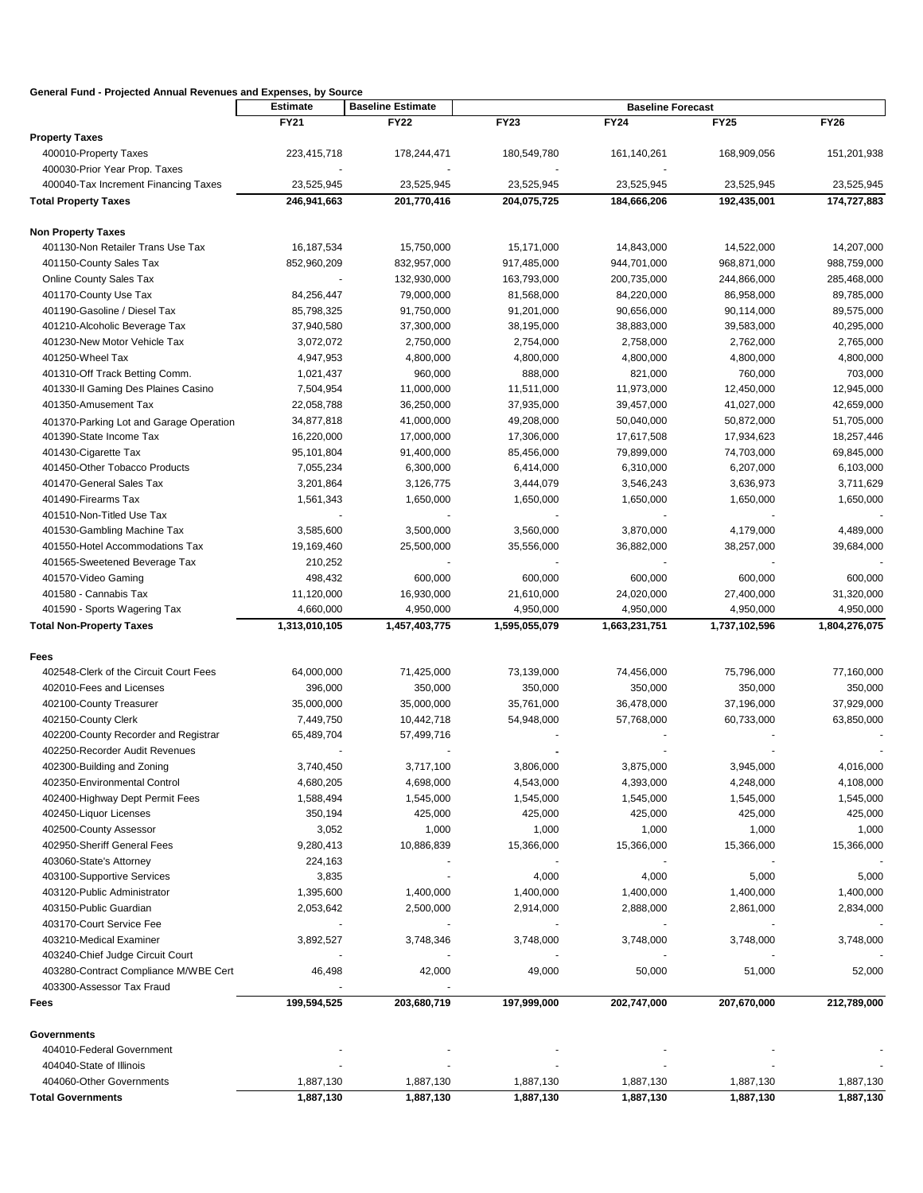**General Fund - Projected Annual Revenues and Expenses, by Source**

| | Estimate | Baseline Estimate | Baseline Forecast | | | |
|---|---|---|---|---|---|---|
| | FY21 | FY22 | FY23 | FY24 | FY25 | FY26 |
| **Property Taxes** | | | | | | |
| 400010-Property Taxes | 223,415,718 | 178,244,471 | 180,549,780 | 161,140,261 | 168,909,056 | 151,201,938 |
| 400030-Prior Year Prop. Taxes | - | - | - | - | | |
| 400040-Tax Increment Financing Taxes | 23,525,945 | 23,525,945 | 23,525,945 | 23,525,945 | 23,525,945 | 23,525,945 |
| **Total Property Taxes** | **246,941,663** | **201,770,416** | **204,075,725** | **184,666,206** | **192,435,001** | **174,727,883** |
| | | | | | | |
| **Non Property Taxes** | | | | | | |
| 401130-Non Retailer Trans Use Tax | 16,187,534 | 15,750,000 | 15,171,000 | 14,843,000 | 14,522,000 | 14,207,000 |
| 401150-County Sales Tax | 852,960,209 | 832,957,000 | 917,485,000 | 944,701,000 | 968,871,000 | 988,759,000 |
| Online County Sales Tax | - | 132,930,000 | 163,793,000 | 200,735,000 | 244,866,000 | 285,468,000 |
| 401170-County Use Tax | 84,256,447 | 79,000,000 | 81,568,000 | 84,220,000 | 86,958,000 | 89,785,000 |
| 401190-Gasoline / Diesel Tax | 85,798,325 | 91,750,000 | 91,201,000 | 90,656,000 | 90,114,000 | 89,575,000 |
| 401210-Alcoholic Beverage Tax | 37,940,580 | 37,300,000 | 38,195,000 | 38,883,000 | 39,583,000 | 40,295,000 |
| 401230-New Motor Vehicle Tax | 3,072,072 | 2,750,000 | 2,754,000 | 2,758,000 | 2,762,000 | 2,765,000 |
| 401250-Wheel Tax | 4,947,953 | 4,800,000 | 4,800,000 | 4,800,000 | 4,800,000 | 4,800,000 |
| 401310-Off Track Betting Comm. | 1,021,437 | 960,000 | 888,000 | 821,000 | 760,000 | 703,000 |
| 401330-Il Gaming Des Plaines Casino | 7,504,954 | 11,000,000 | 11,511,000 | 11,973,000 | 12,450,000 | 12,945,000 |
| 401350-Amusement Tax | 22,058,788 | 36,250,000 | 37,935,000 | 39,457,000 | 41,027,000 | 42,659,000 |
| 401370-Parking Lot and Garage Operation | 34,877,818 | 41,000,000 | 49,208,000 | 50,040,000 | 50,872,000 | 51,705,000 |
| 401390-State Income Tax | 16,220,000 | 17,000,000 | 17,306,000 | 17,617,508 | 17,934,623 | 18,257,446 |
| 401430-Cigarette Tax | 95,101,804 | 91,400,000 | 85,456,000 | 79,899,000 | 74,703,000 | 69,845,000 |
| 401450-Other Tobacco Products | 7,055,234 | 6,300,000 | 6,414,000 | 6,310,000 | 6,207,000 | 6,103,000 |
| 401470-General Sales Tax | 3,201,864 | 3,126,775 | 3,444,079 | 3,546,243 | 3,636,973 | 3,711,629 |
| 401490-Firearms Tax | 1,561,343 | 1,650,000 | 1,650,000 | 1,650,000 | 1,650,000 | 1,650,000 |
| 401510-Non-Titled Use Tax | | - | - | - | - | - |
| 401530-Gambling Machine Tax | 3,585,600 | 3,500,000 | 3,560,000 | 3,870,000 | 4,179,000 | 4,489,000 |
| 401550-Hotel Accommodations Tax | 19,169,460 | 25,500,000 | 35,556,000 | 36,882,000 | 38,257,000 | 39,684,000 |
| 401565-Sweetened Beverage Tax | 210,252 | - | - | - | - | - |
| 401570-Video Gaming | 498,432 | 600,000 | 600,000 | 600,000 | 600,000 | 600,000 |
| 401580 - Cannabis Tax | 11,120,000 | 16,930,000 | 21,610,000 | 24,020,000 | 27,400,000 | 31,320,000 |
| 401590 - Sports Wagering Tax | 4,660,000 | 4,950,000 | 4,950,000 | 4,950,000 | 4,950,000 | 4,950,000 |
| **Total Non-Property Taxes** | **1,313,010,105** | **1,457,403,775** | **1,595,055,079** | **1,663,231,751** | **1,737,102,596** | **1,804,276,075** |
| | | | | | | |
| **Fees** | | | | | | |
| 402548-Clerk of the Circuit Court Fees | 64,000,000 | 71,425,000 | 73,139,000 | 74,456,000 | 75,796,000 | 77,160,000 |
| 402010-Fees and Licenses | 396,000 | 350,000 | 350,000 | 350,000 | 350,000 | 350,000 |
| 402100-County Treasurer | 35,000,000 | 35,000,000 | 35,761,000 | 36,478,000 | 37,196,000 | 37,929,000 |
| 402150-County Clerk | 7,449,750 | 10,442,718 | 54,948,000 | 57,768,000 | 60,733,000 | 63,850,000 |
| 402200-County Recorder and Registrar | 65,489,704 | 57,499,716 | - | - | - | - |
| 402250-Recorder Audit Revenues | - | - | - | - | - | - |
| 402300-Building and Zoning | 3,740,450 | 3,717,100 | 3,806,000 | 3,875,000 | 3,945,000 | 4,016,000 |
| 402350-Environmental Control | 4,680,205 | 4,698,000 | 4,543,000 | 4,393,000 | 4,248,000 | 4,108,000 |
| 402400-Highway Dept Permit Fees | 1,588,494 | 1,545,000 | 1,545,000 | 1,545,000 | 1,545,000 | 1,545,000 |
| 402450-Liquor Licenses | 350,194 | 425,000 | 425,000 | 425,000 | 425,000 | 425,000 |
| 402500-County Assessor | 3,052 | 1,000 | 1,000 | 1,000 | 1,000 | 1,000 |
| 402950-Sheriff General Fees | 9,280,413 | 10,886,839 | 15,366,000 | 15,366,000 | 15,366,000 | 15,366,000 |
| 403060-State's Attorney | 224,163 | - | - | - | - | - |
| 403100-Supportive Services | 3,835 | - | 4,000 | 4,000 | 5,000 | 5,000 |
| 403120-Public Administrator | 1,395,600 | 1,400,000 | 1,400,000 | 1,400,000 | 1,400,000 | 1,400,000 |
| 403150-Public Guardian | 2,053,642 | 2,500,000 | 2,914,000 | 2,888,000 | 2,861,000 | 2,834,000 |
| 403170-Court Service Fee | - | - | - | - | - | - |
| 403210-Medical Examiner | 3,892,527 | 3,748,346 | 3,748,000 | 3,748,000 | 3,748,000 | 3,748,000 |
| 403240-Chief Judge Circuit Court | - | - | - | - | - | - |
| 403280-Contract Compliance M/WBE Cert | 46,498 | 42,000 | 49,000 | 50,000 | 51,000 | 52,000 |
| 403300-Assessor Tax Fraud | - | - | | | | |
| **Fees** | **199,594,525** | **203,680,719** | **197,999,000** | **202,747,000** | **207,670,000** | **212,789,000** |
| | | | | | | |
| **Governments** | | | | | | |
| 404010-Federal Government | - | - | - | - | - | - |
| 404040-State of Illinois | - | - | - | - | - | - |
| 404060-Other Governments | 1,887,130 | 1,887,130 | 1,887,130 | 1,887,130 | 1,887,130 | 1,887,130 |
| **Total Governments** | **1,887,130** | **1,887,130** | **1,887,130** | **1,887,130** | **1,887,130** | **1,887,130** |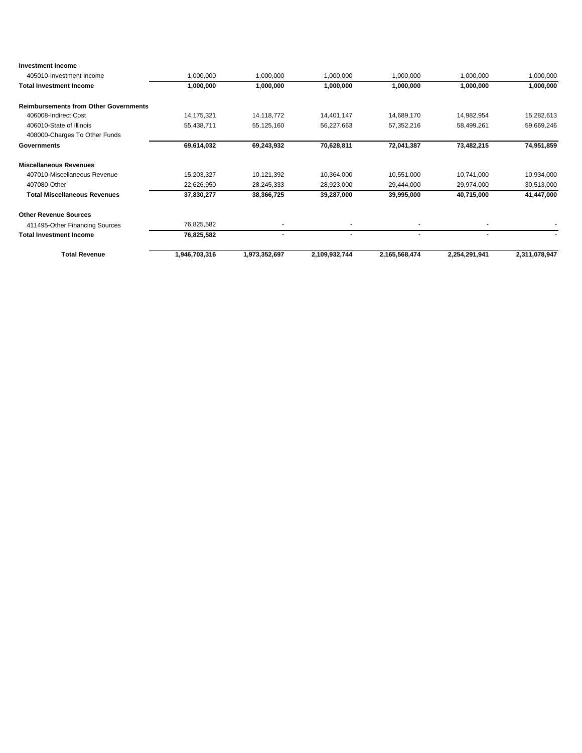| | | | | | | |
|---|---|---|---|---|---|---|
| **Investment Income** | | | | | | |
| 405010-Investment Income | 1,000,000 | 1,000,000 | 1,000,000 | 1,000,000 | 1,000,000 | 1,000,000 |
| **Total Investment Income** | **1,000,000** | **1,000,000** | **1,000,000** | **1,000,000** | **1,000,000** | **1,000,000** |
| | | | | | | |
| **Reimbursements from Other Governments** | | | | | | |
| 406008-Indirect Cost | 14,175,321 | 14,118,772 | 14,401,147 | 14,689,170 | 14,982,954 | 15,282,613 |
| 406010-State of Illinois | 55,438,711 | 55,125,160 | 56,227,663 | 57,352,216 | 58,499,261 | 59,669,246 |
| 408000-Charges To Other Funds | | | | | | |
| **Governments** | **69,614,032** | **69,243,932** | **70,628,811** | **72,041,387** | **73,482,215** | **74,951,859** |
| | | | | | | |
| **Miscellaneous Revenues** | | | | | | |
| 407010-Miscellaneous Revenue | 15,203,327 | 10,121,392 | 10,364,000 | 10,551,000 | 10,741,000 | 10,934,000 |
| 407080-Other | 22,626,950 | 28,245,333 | 28,923,000 | 29,444,000 | 29,974,000 | 30,513,000 |
| **Total Miscellaneous Revenues** | **37,830,277** | **38,366,725** | **39,287,000** | **39,995,000** | **40,715,000** | **41,447,000** |
| | | | | | | |
| **Other Revenue Sources** | | | | | | |
| 411495-Other Financing Sources | 76,825,582 | - | - | - | - | - |
| **Total Investment Income** | **76,825,582** | - | - | - | - | - |
| | | | | | | |
| **Total Revenue** | **1,946,703,316** | **1,973,352,697** | **2,109,932,744** | **2,165,568,474** | **2,254,291,941** | **2,311,078,947** |